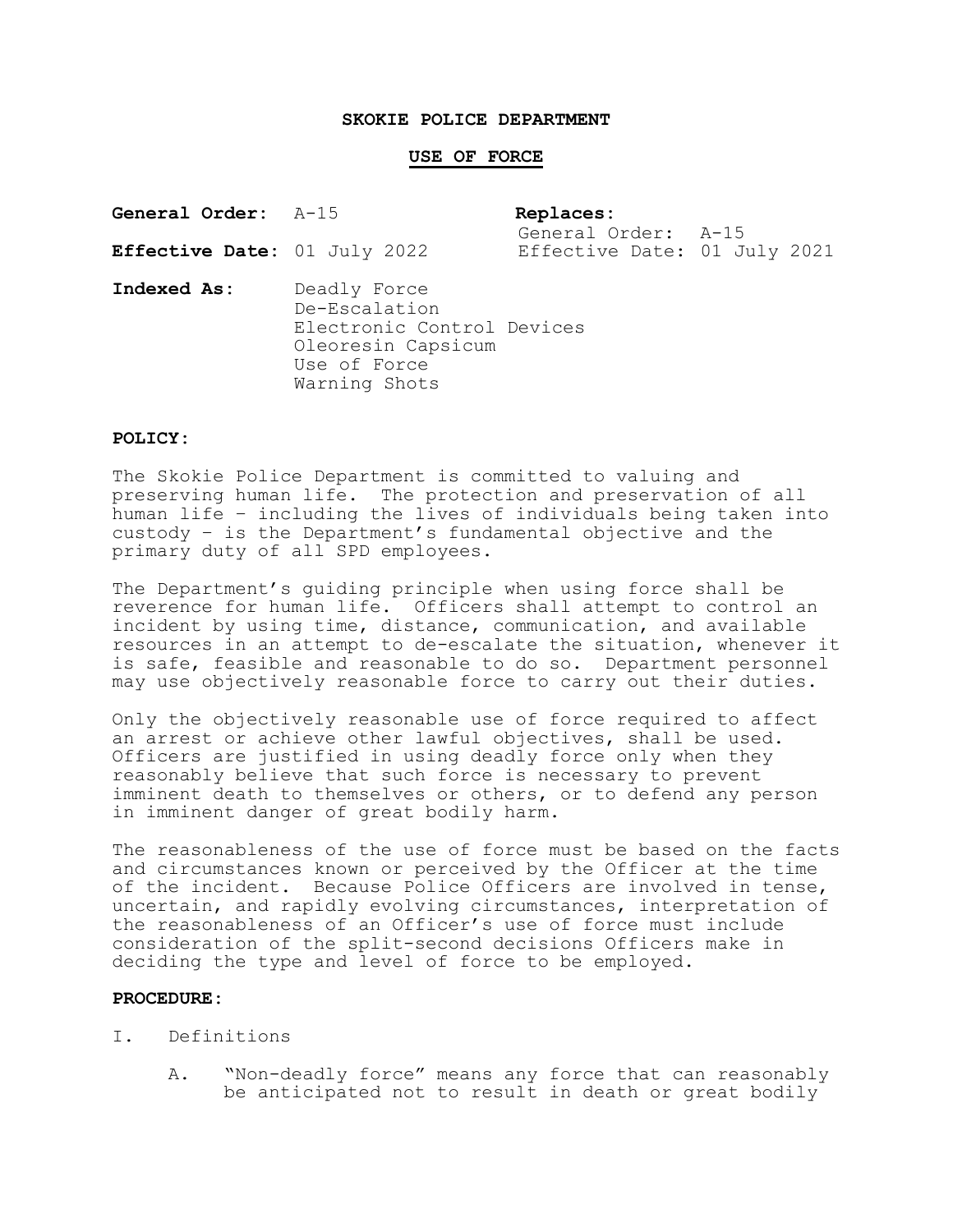# SKOKIE POLICE DEPARTMENT

## USE OF FORCE

**General Order:** A-15

**Effective Date:** 01 July 2022

**Replaces:**
General Order: A-15
Effective Date: 01 July 2021

**Indexed As:** Deadly Force
De-Escalation
Electronic Control Devices
Oleoresin Capsicum
Use of Force
Warning Shots

**POLICY:**

The Skokie Police Department is committed to valuing and preserving human life. The protection and preservation of all human life – including the lives of individuals being taken into custody – is the Department's fundamental objective and the primary duty of all SPD employees.

The Department's guiding principle when using force shall be reverence for human life. Officers shall attempt to control an incident by using time, distance, communication, and available resources in an attempt to de-escalate the situation, whenever it is safe, feasible and reasonable to do so. Department personnel may use objectively reasonable force to carry out their duties.

Only the objectively reasonable use of force required to affect an arrest or achieve other lawful objectives, shall be used. Officers are justified in using deadly force only when they reasonably believe that such force is necessary to prevent imminent death to themselves or others, or to defend any person in imminent danger of great bodily harm.

The reasonableness of the use of force must be based on the facts and circumstances known or perceived by the Officer at the time of the incident. Because Police Officers are involved in tense, uncertain, and rapidly evolving circumstances, interpretation of the reasonableness of an Officer's use of force must include consideration of the split-second decisions Officers make in deciding the type and level of force to be employed.

**PROCEDURE:**

I. Definitions

A. "Non-deadly force" means any force that can reasonably be anticipated not to result in death or great bodily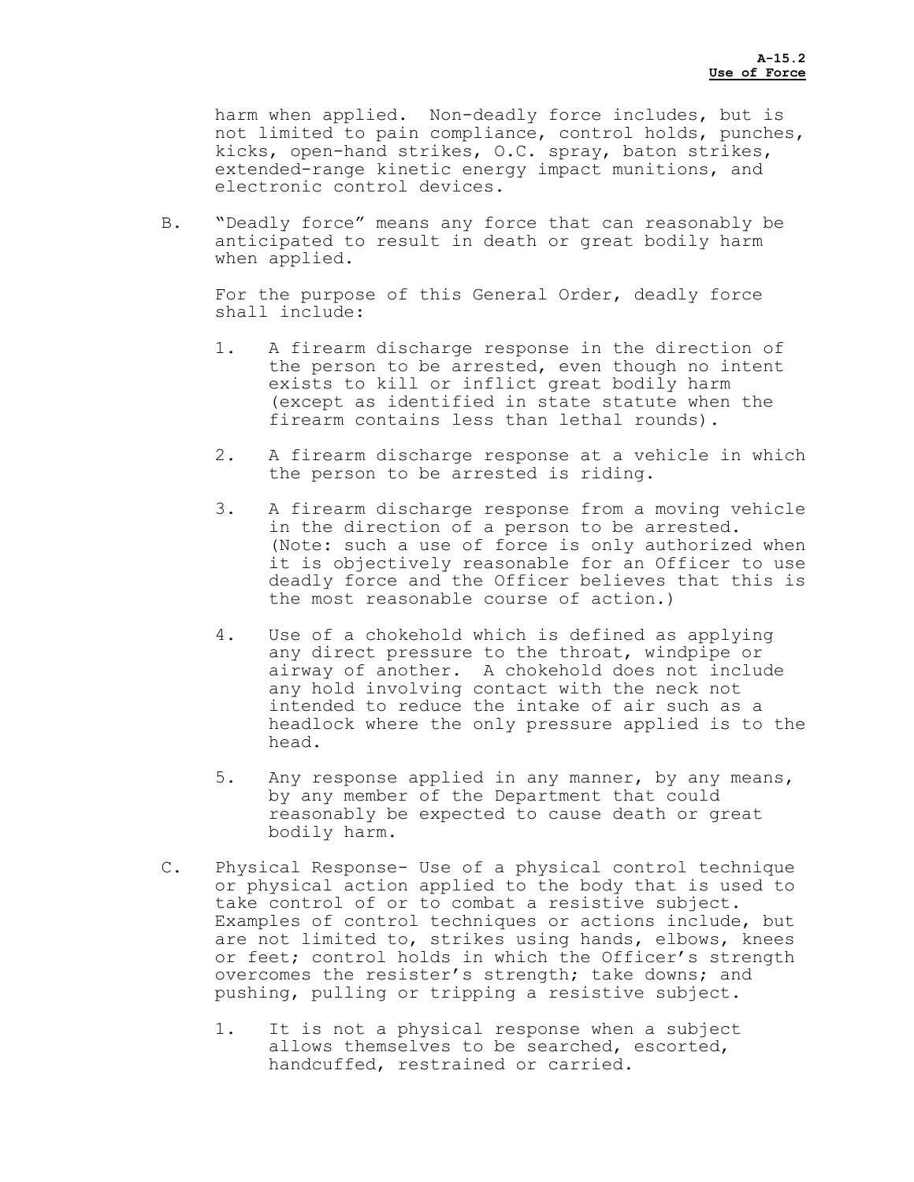harm when applied. Non-deadly force includes, but is not limited to pain compliance, control holds, punches, kicks, open-hand strikes, O.C. spray, baton strikes, extended-range kinetic energy impact munitions, and electronic control devices.

B. "Deadly force" means any force that can reasonably be anticipated to result in death or great bodily harm when applied.

   For the purpose of this General Order, deadly force shall include:

   1. A firearm discharge response in the direction of the person to be arrested, even though no intent exists to kill or inflict great bodily harm (except as identified in state statute when the firearm contains less than lethal rounds).

   2. A firearm discharge response at a vehicle in which the person to be arrested is riding.

   3. A firearm discharge response from a moving vehicle in the direction of a person to be arrested. (Note: such a use of force is only authorized when it is objectively reasonable for an Officer to use deadly force and the Officer believes that this is the most reasonable course of action.)

   4. Use of a chokehold which is defined as applying any direct pressure to the throat, windpipe or airway of another. A chokehold does not include any hold involving contact with the neck not intended to reduce the intake of air such as a headlock where the only pressure applied is to the head.

   5. Any response applied in any manner, by any means, by any member of the Department that could reasonably be expected to cause death or great bodily harm.

C. Physical Response- Use of a physical control technique or physical action applied to the body that is used to take control of or to combat a resistive subject. Examples of control techniques or actions include, but are not limited to, strikes using hands, elbows, knees or feet; control holds in which the Officer's strength overcomes the resister's strength; take downs; and pushing, pulling or tripping a resistive subject.

   1. It is not a physical response when a subject allows themselves to be searched, escorted, handcuffed, restrained or carried.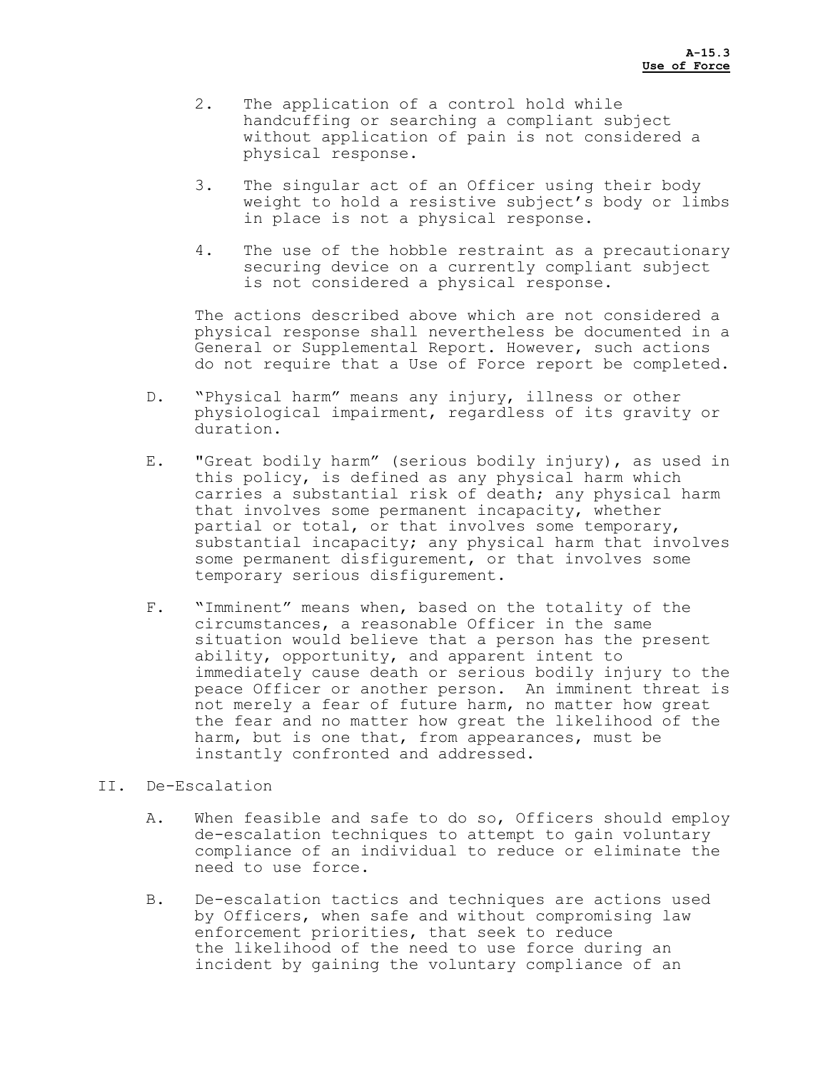2. The application of a control hold while handcuffing or searching a compliant subject without application of pain is not considered a physical response.

3. The singular act of an Officer using their body weight to hold a resistive subject's body or limbs in place is not a physical response.

4. The use of the hobble restraint as a precautionary securing device on a currently compliant subject is not considered a physical response.

The actions described above which are not considered a physical response shall nevertheless be documented in a General or Supplemental Report. However, such actions do not require that a Use of Force report be completed.

D. "Physical harm" means any injury, illness or other physiological impairment, regardless of its gravity or duration.

E. "Great bodily harm" (serious bodily injury), as used in this policy, is defined as any physical harm which carries a substantial risk of death; any physical harm that involves some permanent incapacity, whether partial or total, or that involves some temporary, substantial incapacity; any physical harm that involves some permanent disfigurement, or that involves some temporary serious disfigurement.

F. "Imminent" means when, based on the totality of the circumstances, a reasonable Officer in the same situation would believe that a person has the present ability, opportunity, and apparent intent to immediately cause death or serious bodily injury to the peace Officer or another person. An imminent threat is not merely a fear of future harm, no matter how great the fear and no matter how great the likelihood of the harm, but is one that, from appearances, must be instantly confronted and addressed.

## II. De-Escalation

A. When feasible and safe to do so, Officers should employ de-escalation techniques to attempt to gain voluntary compliance of an individual to reduce or eliminate the need to use force.

B. De-escalation tactics and techniques are actions used by Officers, when safe and without compromising law enforcement priorities, that seek to reduce the likelihood of the need to use force during an incident by gaining the voluntary compliance of an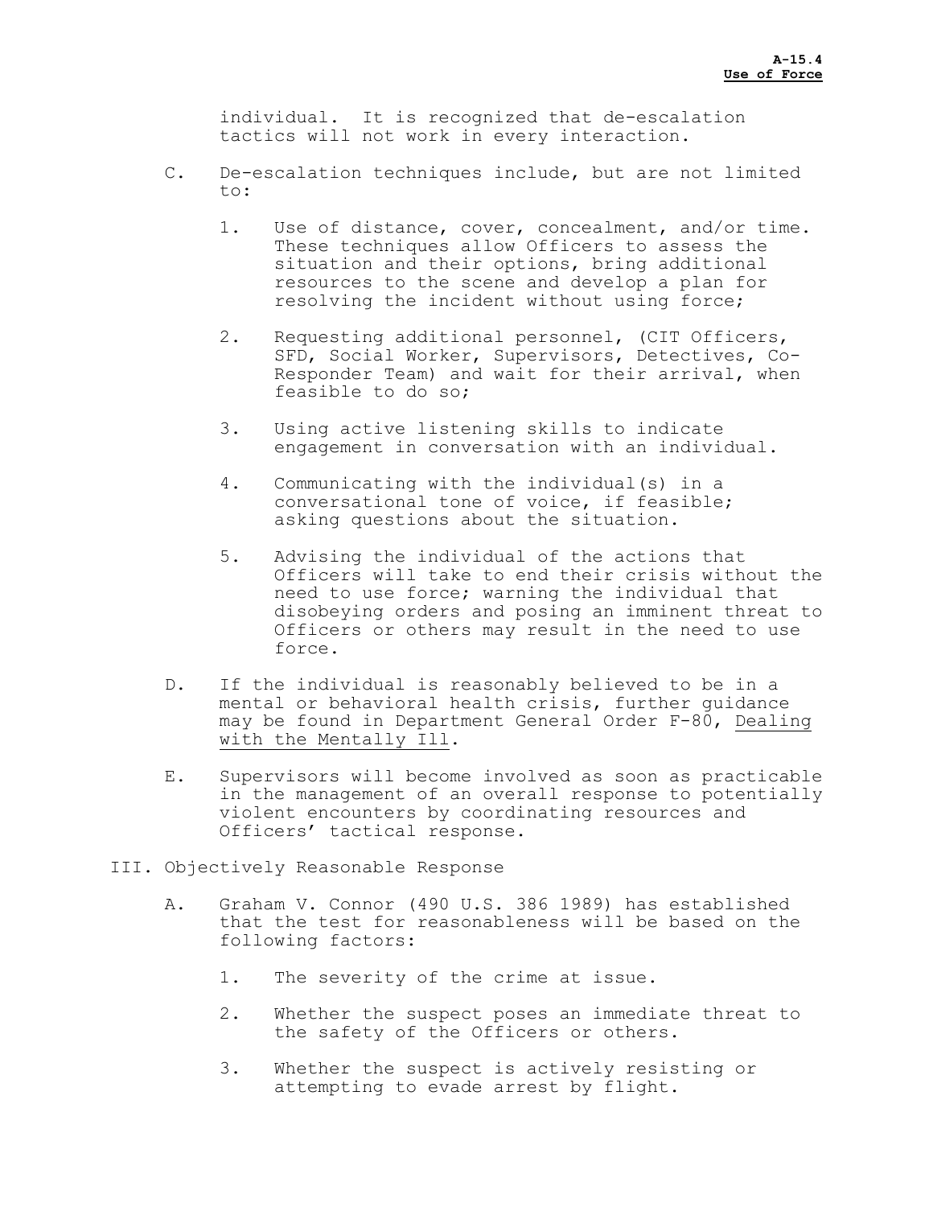individual. It is recognized that de-escalation tactics will not work in every interaction.

C. De-escalation techniques include, but are not limited to:

1. Use of distance, cover, concealment, and/or time. These techniques allow Officers to assess the situation and their options, bring additional resources to the scene and develop a plan for resolving the incident without using force;

2. Requesting additional personnel, (CIT Officers, SFD, Social Worker, Supervisors, Detectives, Co-Responder Team) and wait for their arrival, when feasible to do so;

3. Using active listening skills to indicate engagement in conversation with an individual.

4. Communicating with the individual(s) in a conversational tone of voice, if feasible; asking questions about the situation.

5. Advising the individual of the actions that Officers will take to end their crisis without the need to use force; warning the individual that disobeying orders and posing an imminent threat to Officers or others may result in the need to use force.

D. If the individual is reasonably believed to be in a mental or behavioral health crisis, further guidance may be found in Department General Order F-80, Dealing with the Mentally Ill.

E. Supervisors will become involved as soon as practicable in the management of an overall response to potentially violent encounters by coordinating resources and Officers' tactical response.

III. Objectively Reasonable Response

A. Graham V. Connor (490 U.S. 386 1989) has established that the test for reasonableness will be based on the following factors:

1. The severity of the crime at issue.

2. Whether the suspect poses an immediate threat to the safety of the Officers or others.

3. Whether the suspect is actively resisting or attempting to evade arrest by flight.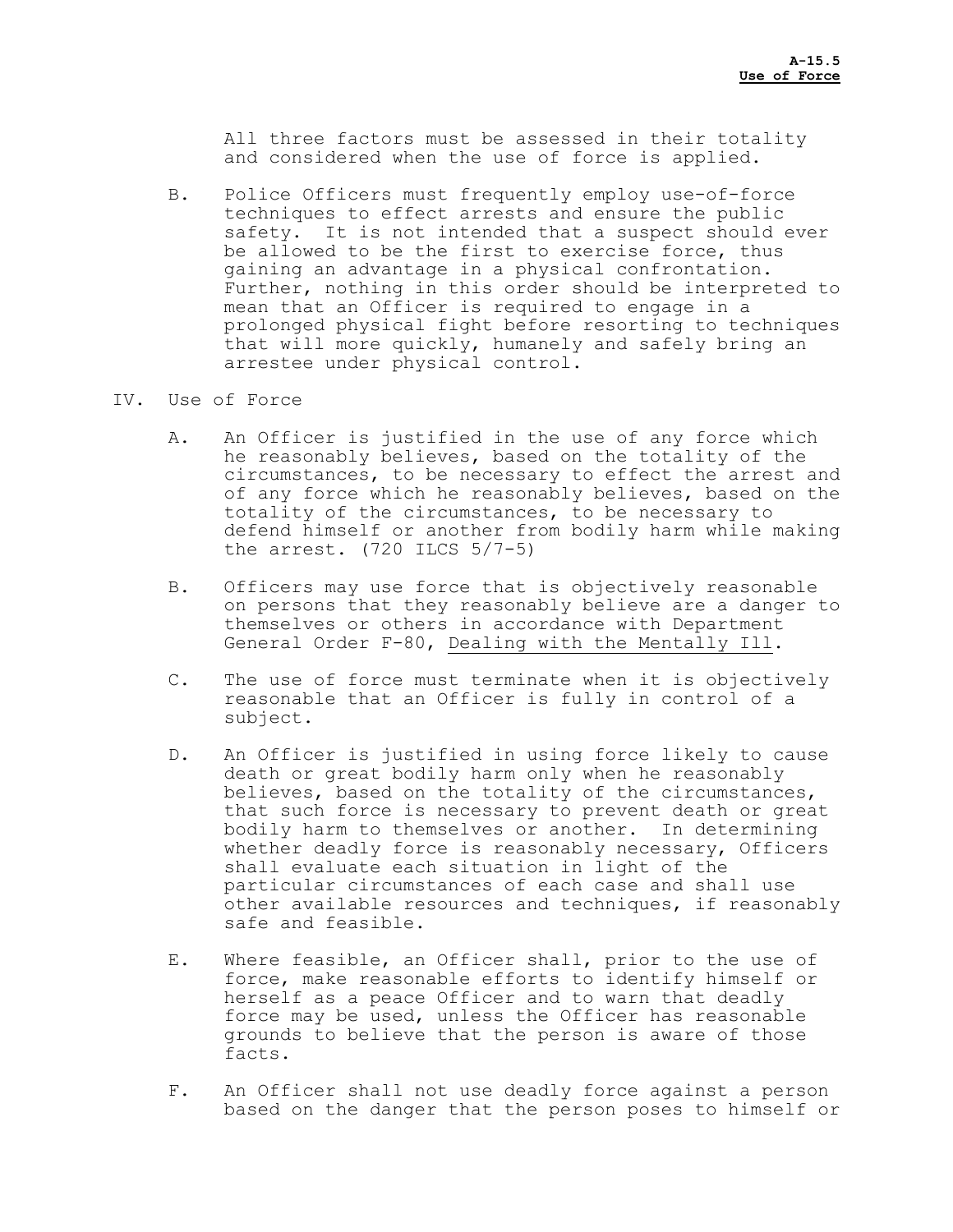All three factors must be assessed in their totality and considered when the use of force is applied.

B. Police Officers must frequently employ use-of-force techniques to effect arrests and ensure the public safety. It is not intended that a suspect should ever be allowed to be the first to exercise force, thus gaining an advantage in a physical confrontation. Further, nothing in this order should be interpreted to mean that an Officer is required to engage in a prolonged physical fight before resorting to techniques that will more quickly, humanely and safely bring an arrestee under physical control.

IV. Use of Force

A. An Officer is justified in the use of any force which he reasonably believes, based on the totality of the circumstances, to be necessary to effect the arrest and of any force which he reasonably believes, based on the totality of the circumstances, to be necessary to defend himself or another from bodily harm while making the arrest. (720 ILCS 5/7-5)

B. Officers may use force that is objectively reasonable on persons that they reasonably believe are a danger to themselves or others in accordance with Department General Order F-80, <u>Dealing with the Mentally Ill</u>.

C. The use of force must terminate when it is objectively reasonable that an Officer is fully in control of a subject.

D. An Officer is justified in using force likely to cause death or great bodily harm only when he reasonably believes, based on the totality of the circumstances, that such force is necessary to prevent death or great bodily harm to themselves or another. In determining whether deadly force is reasonably necessary, Officers shall evaluate each situation in light of the particular circumstances of each case and shall use other available resources and techniques, if reasonably safe and feasible.

E. Where feasible, an Officer shall, prior to the use of force, make reasonable efforts to identify himself or herself as a peace Officer and to warn that deadly force may be used, unless the Officer has reasonable grounds to believe that the person is aware of those facts.

F. An Officer shall not use deadly force against a person based on the danger that the person poses to himself or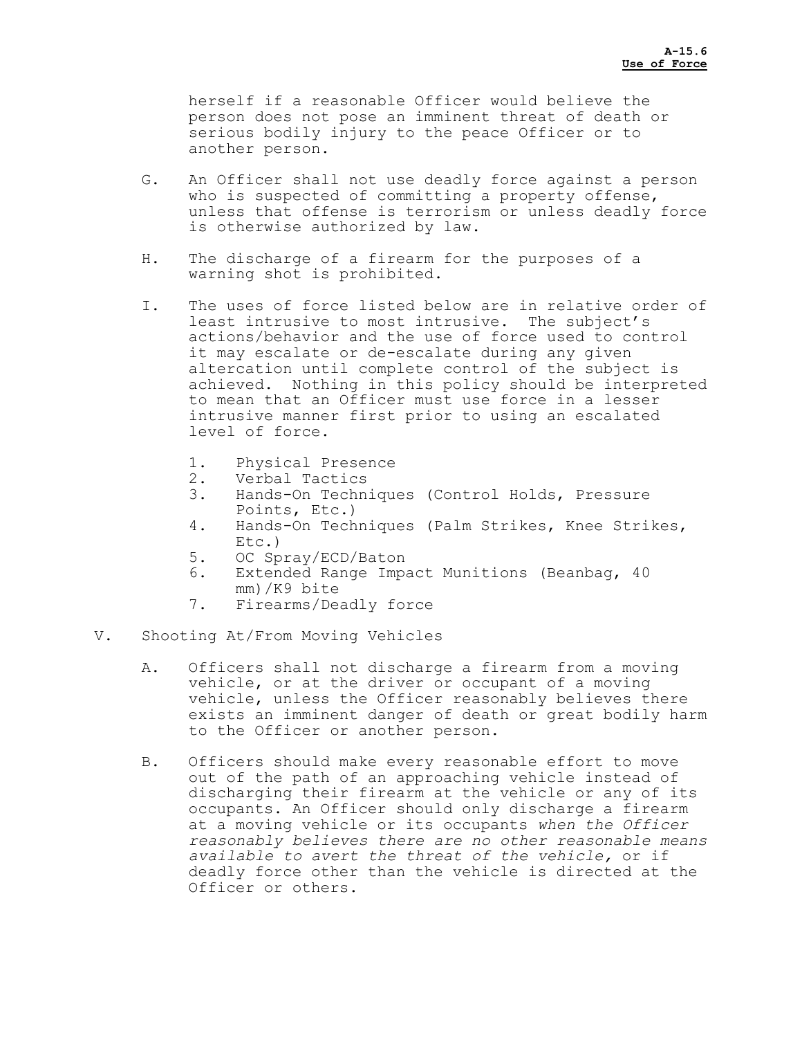herself if a reasonable Officer would believe the person does not pose an imminent threat of death or serious bodily injury to the peace Officer or to another person.

G. An Officer shall not use deadly force against a person who is suspected of committing a property offense, unless that offense is terrorism or unless deadly force is otherwise authorized by law.

H. The discharge of a firearm for the purposes of a warning shot is prohibited.

I. The uses of force listed below are in relative order of least intrusive to most intrusive. The subject's actions/behavior and the use of force used to control it may escalate or de-escalate during any given altercation until complete control of the subject is achieved. Nothing in this policy should be interpreted to mean that an Officer must use force in a lesser intrusive manner first prior to using an escalated level of force.

   1. Physical Presence
   2. Verbal Tactics
   3. Hands-On Techniques (Control Holds, Pressure Points, Etc.)
   4. Hands-On Techniques (Palm Strikes, Knee Strikes, Etc.)
   5. OC Spray/ECD/Baton
   6. Extended Range Impact Munitions (Beanbag, 40 mm)/K9 bite
   7. Firearms/Deadly force

V. Shooting At/From Moving Vehicles

A. Officers shall not discharge a firearm from a moving vehicle, or at the driver or occupant of a moving vehicle, unless the Officer reasonably believes there exists an imminent danger of death or great bodily harm to the Officer or another person.

B. Officers should make every reasonable effort to move out of the path of an approaching vehicle instead of discharging their firearm at the vehicle or any of its occupants. An Officer should only discharge a firearm at a moving vehicle or its occupants *when the Officer reasonably believes there are no other reasonable means available to avert the threat of the vehicle*, or if deadly force other than the vehicle is directed at the Officer or others.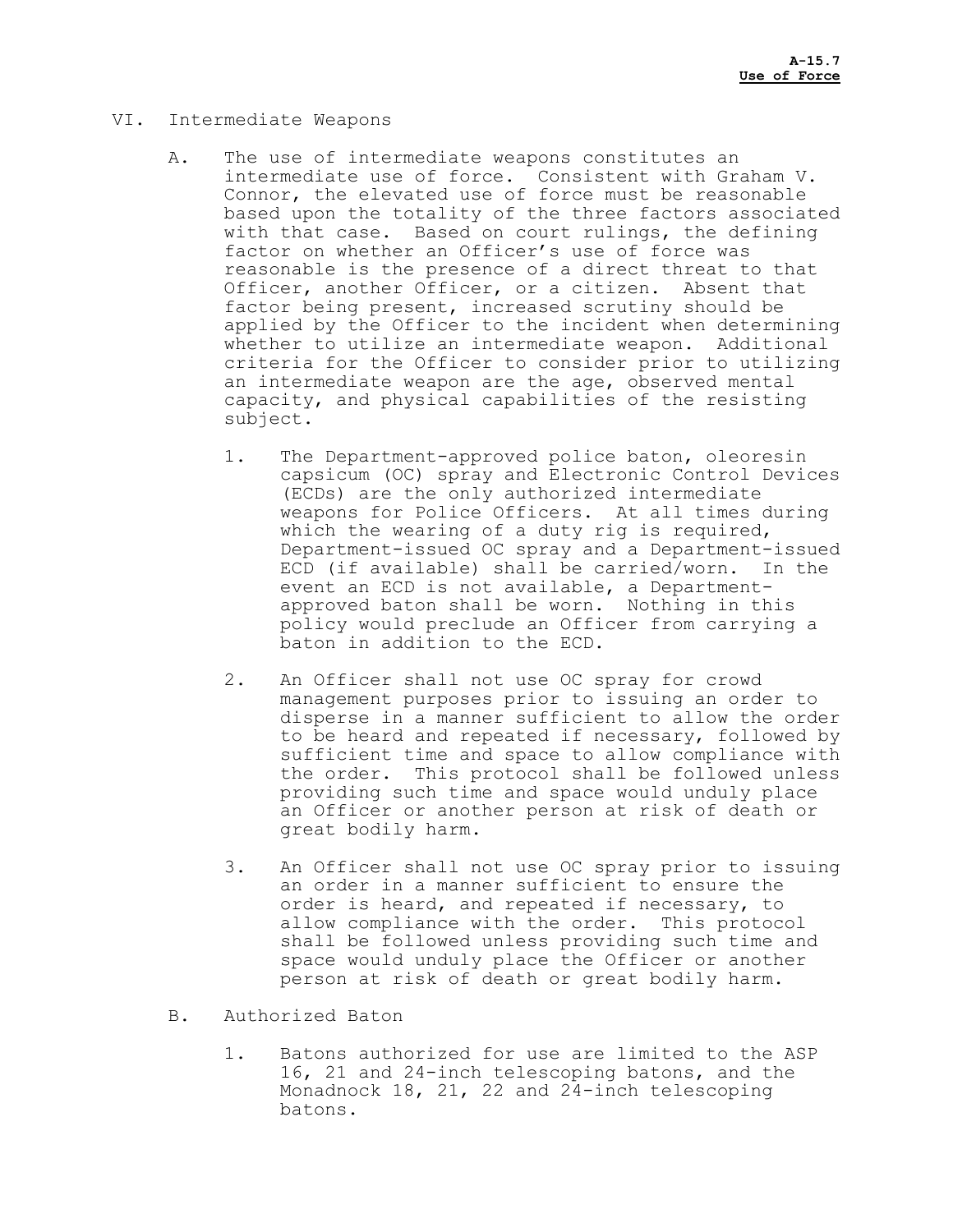## VI. Intermediate Weapons

A. The use of intermediate weapons constitutes an intermediate use of force. Consistent with Graham V. Connor, the elevated use of force must be reasonable based upon the totality of the three factors associated with that case. Based on court rulings, the defining factor on whether an Officer's use of force was reasonable is the presence of a direct threat to that Officer, another Officer, or a citizen. Absent that factor being present, increased scrutiny should be applied by the Officer to the incident when determining whether to utilize an intermediate weapon. Additional criteria for the Officer to consider prior to utilizing an intermediate weapon are the age, observed mental capacity, and physical capabilities of the resisting subject.

1. The Department-approved police baton, oleoresin capsicum (OC) spray and Electronic Control Devices (ECDs) are the only authorized intermediate weapons for Police Officers. At all times during which the wearing of a duty rig is required, Department-issued OC spray and a Department-issued ECD (if available) shall be carried/worn. In the event an ECD is not available, a Department-approved baton shall be worn. Nothing in this policy would preclude an Officer from carrying a baton in addition to the ECD.

2. An Officer shall not use OC spray for crowd management purposes prior to issuing an order to disperse in a manner sufficient to allow the order to be heard and repeated if necessary, followed by sufficient time and space to allow compliance with the order. This protocol shall be followed unless providing such time and space would unduly place an Officer or another person at risk of death or great bodily harm.

3. An Officer shall not use OC spray prior to issuing an order in a manner sufficient to ensure the order is heard, and repeated if necessary, to allow compliance with the order. This protocol shall be followed unless providing such time and space would unduly place the Officer or another person at risk of death or great bodily harm.

B. Authorized Baton

1. Batons authorized for use are limited to the ASP 16, 21 and 24-inch telescoping batons, and the Monadnock 18, 21, 22 and 24-inch telescoping batons.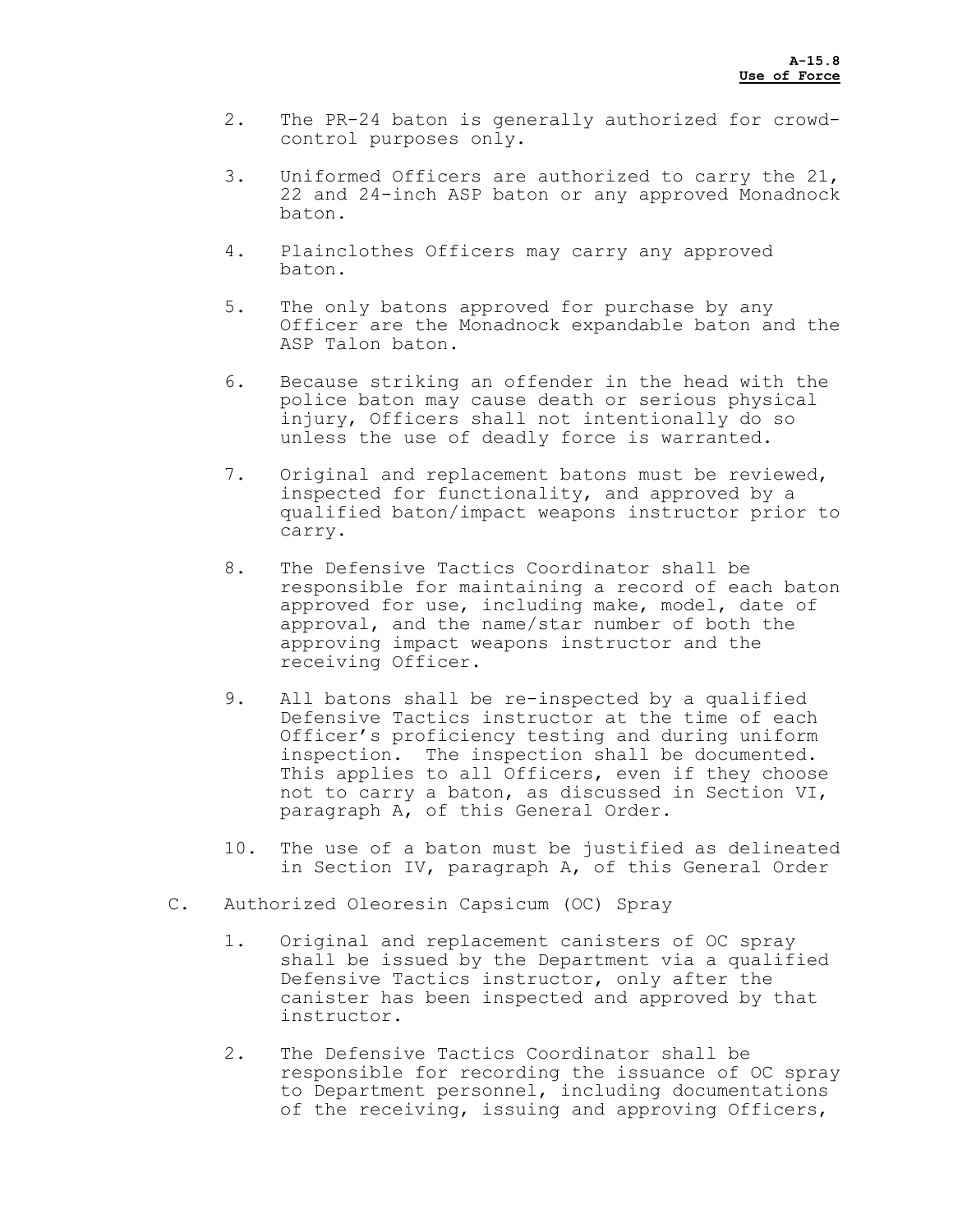2. The PR-24 baton is generally authorized for crowd-control purposes only.

3. Uniformed Officers are authorized to carry the 21, 22 and 24-inch ASP baton or any approved Monadnock baton.

4. Plainclothes Officers may carry any approved baton.

5. The only batons approved for purchase by any Officer are the Monadnock expandable baton and the ASP Talon baton.

6. Because striking an offender in the head with the police baton may cause death or serious physical injury, Officers shall not intentionally do so unless the use of deadly force is warranted.

7. Original and replacement batons must be reviewed, inspected for functionality, and approved by a qualified baton/impact weapons instructor prior to carry.

8. The Defensive Tactics Coordinator shall be responsible for maintaining a record of each baton approved for use, including make, model, date of approval, and the name/star number of both the approving impact weapons instructor and the receiving Officer.

9. All batons shall be re-inspected by a qualified Defensive Tactics instructor at the time of each Officer's proficiency testing and during uniform inspection. The inspection shall be documented. This applies to all Officers, even if they choose not to carry a baton, as discussed in Section VI, paragraph A, of this General Order.

10. The use of a baton must be justified as delineated in Section IV, paragraph A, of this General Order

C. Authorized Oleoresin Capsicum (OC) Spray

1. Original and replacement canisters of OC spray shall be issued by the Department via a qualified Defensive Tactics instructor, only after the canister has been inspected and approved by that instructor.

2. The Defensive Tactics Coordinator shall be responsible for recording the issuance of OC spray to Department personnel, including documentations of the receiving, issuing and approving Officers,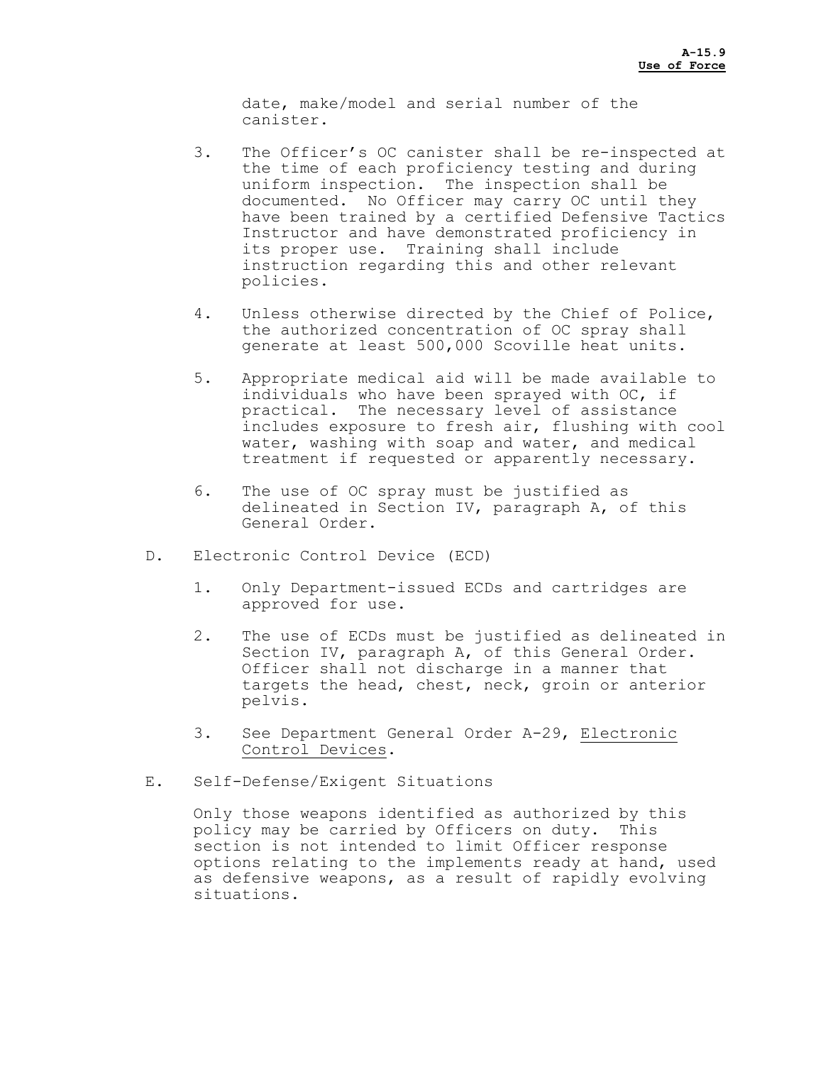date, make/model and serial number of the canister.

3. The Officer's OC canister shall be re-inspected at the time of each proficiency testing and during uniform inspection. The inspection shall be documented. No Officer may carry OC until they have been trained by a certified Defensive Tactics Instructor and have demonstrated proficiency in its proper use. Training shall include instruction regarding this and other relevant policies.

4. Unless otherwise directed by the Chief of Police, the authorized concentration of OC spray shall generate at least 500,000 Scoville heat units.

5. Appropriate medical aid will be made available to individuals who have been sprayed with OC, if practical. The necessary level of assistance includes exposure to fresh air, flushing with cool water, washing with soap and water, and medical treatment if requested or apparently necessary.

6. The use of OC spray must be justified as delineated in Section IV, paragraph A, of this General Order.

D. Electronic Control Device (ECD)

1. Only Department-issued ECDs and cartridges are approved for use.

2. The use of ECDs must be justified as delineated in Section IV, paragraph A, of this General Order. Officer shall not discharge in a manner that targets the head, chest, neck, groin or anterior pelvis.

3. See Department General Order A-29, Electronic Control Devices.

E. Self-Defense/Exigent Situations

Only those weapons identified as authorized by this policy may be carried by Officers on duty. This section is not intended to limit Officer response options relating to the implements ready at hand, used as defensive weapons, as a result of rapidly evolving situations.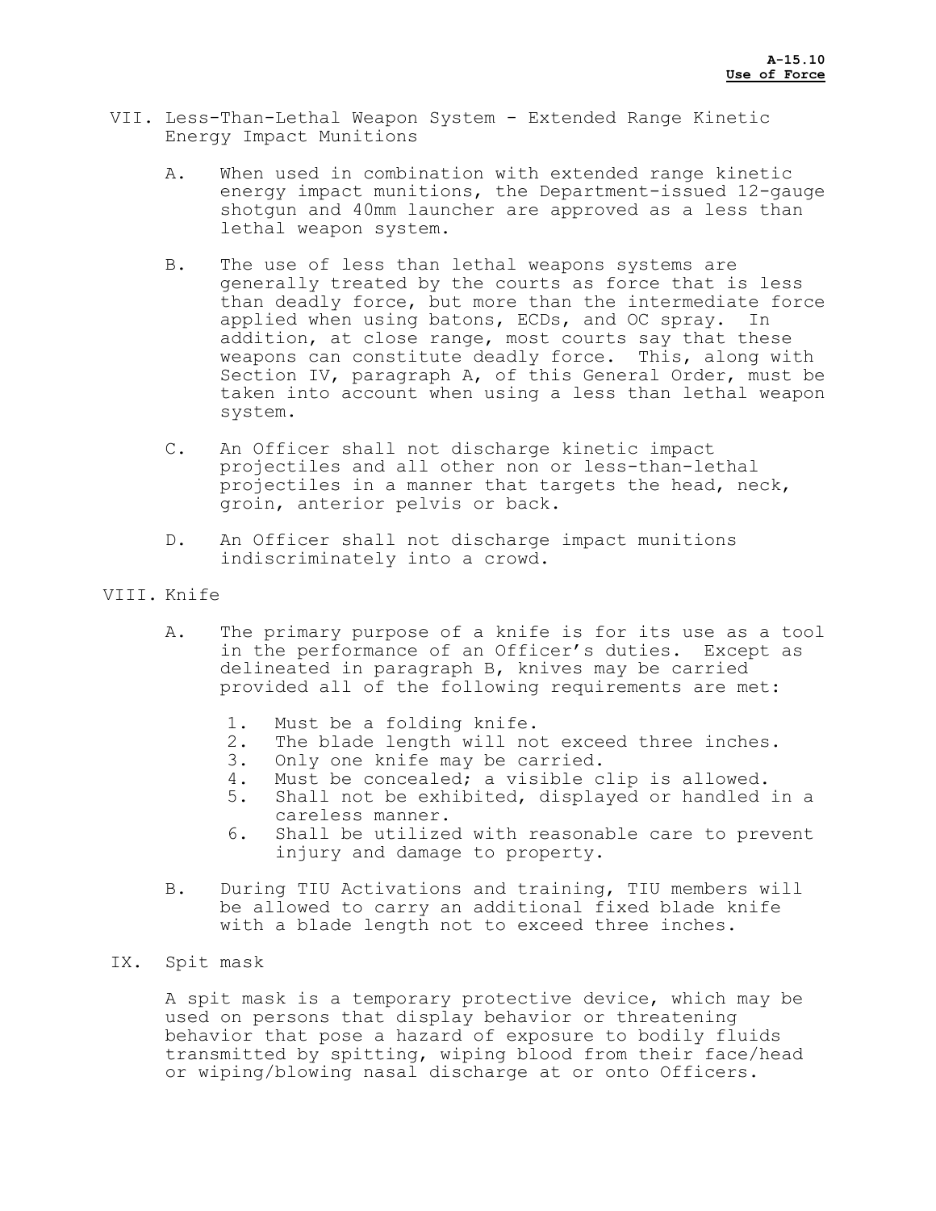## VII. Less-Than-Lethal Weapon System - Extended Range Kinetic Energy Impact Munitions

A. When used in combination with extended range kinetic energy impact munitions, the Department-issued 12-gauge shotgun and 40mm launcher are approved as a less than lethal weapon system.

B. The use of less than lethal weapons systems are generally treated by the courts as force that is less than deadly force, but more than the intermediate force applied when using batons, ECDs, and OC spray. In addition, at close range, most courts say that these weapons can constitute deadly force. This, along with Section IV, paragraph A, of this General Order, must be taken into account when using a less than lethal weapon system.

C. An Officer shall not discharge kinetic impact projectiles and all other non or less-than-lethal projectiles in a manner that targets the head, neck, groin, anterior pelvis or back.

D. An Officer shall not discharge impact munitions indiscriminately into a crowd.

## VIII. Knife

A. The primary purpose of a knife is for its use as a tool in the performance of an Officer's duties. Except as delineated in paragraph B, knives may be carried provided all of the following requirements are met:

1. Must be a folding knife.
2. The blade length will not exceed three inches.
3. Only one knife may be carried.
4. Must be concealed; a visible clip is allowed.
5. Shall not be exhibited, displayed or handled in a careless manner.
6. Shall be utilized with reasonable care to prevent injury and damage to property.

B. During TIU Activations and training, TIU members will be allowed to carry an additional fixed blade knife with a blade length not to exceed three inches.

## IX. Spit mask

A spit mask is a temporary protective device, which may be used on persons that display behavior or threatening behavior that pose a hazard of exposure to bodily fluids transmitted by spitting, wiping blood from their face/head or wiping/blowing nasal discharge at or onto Officers.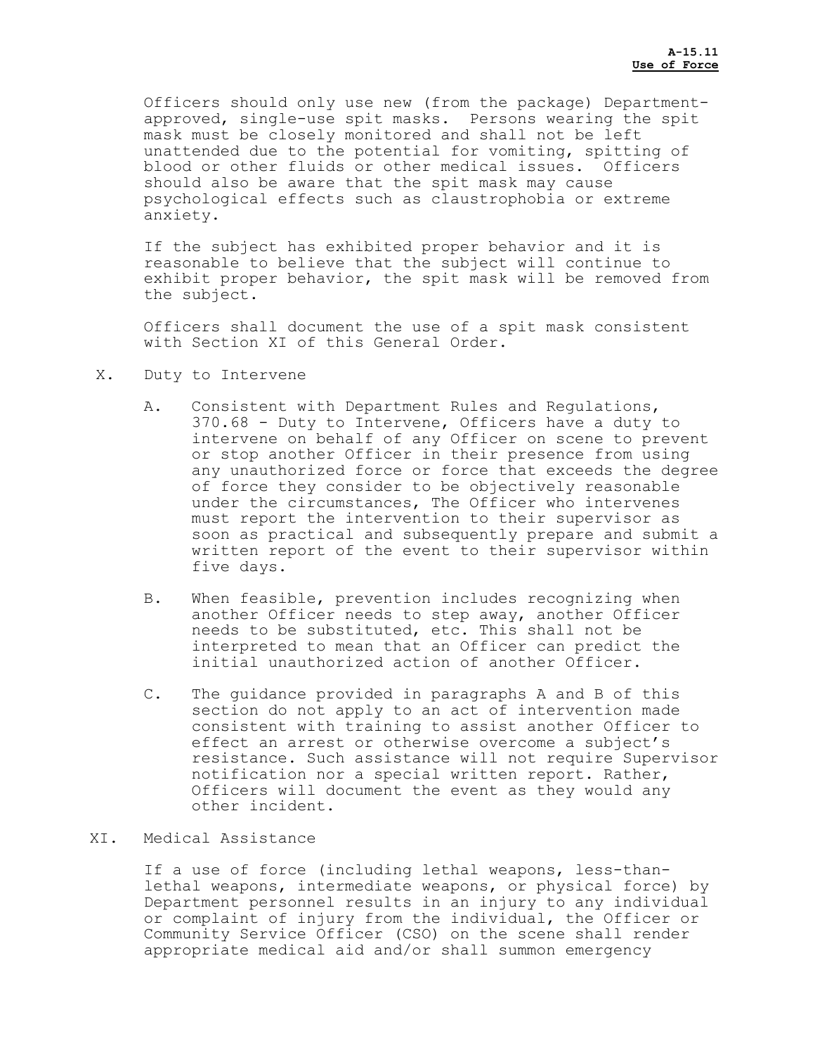Officers should only use new (from the package) Department-approved, single-use spit masks. Persons wearing the spit mask must be closely monitored and shall not be left unattended due to the potential for vomiting, spitting of blood or other fluids or other medical issues. Officers should also be aware that the spit mask may cause psychological effects such as claustrophobia or extreme anxiety.

If the subject has exhibited proper behavior and it is reasonable to believe that the subject will continue to exhibit proper behavior, the spit mask will be removed from the subject.

Officers shall document the use of a spit mask consistent with Section XI of this General Order.

## X. Duty to Intervene

A. Consistent with Department Rules and Regulations, 370.68 - Duty to Intervene, Officers have a duty to intervene on behalf of any Officer on scene to prevent or stop another Officer in their presence from using any unauthorized force or force that exceeds the degree of force they consider to be objectively reasonable under the circumstances, The Officer who intervenes must report the intervention to their supervisor as soon as practical and subsequently prepare and submit a written report of the event to their supervisor within five days.

B. When feasible, prevention includes recognizing when another Officer needs to step away, another Officer needs to be substituted, etc. This shall not be interpreted to mean that an Officer can predict the initial unauthorized action of another Officer.

C. The guidance provided in paragraphs A and B of this section do not apply to an act of intervention made consistent with training to assist another Officer to effect an arrest or otherwise overcome a subject's resistance. Such assistance will not require Supervisor notification nor a special written report. Rather, Officers will document the event as they would any other incident.

## XI. Medical Assistance

If a use of force (including lethal weapons, less-than-lethal weapons, intermediate weapons, or physical force) by Department personnel results in an injury to any individual or complaint of injury from the individual, the Officer or Community Service Officer (CSO) on the scene shall render appropriate medical aid and/or shall summon emergency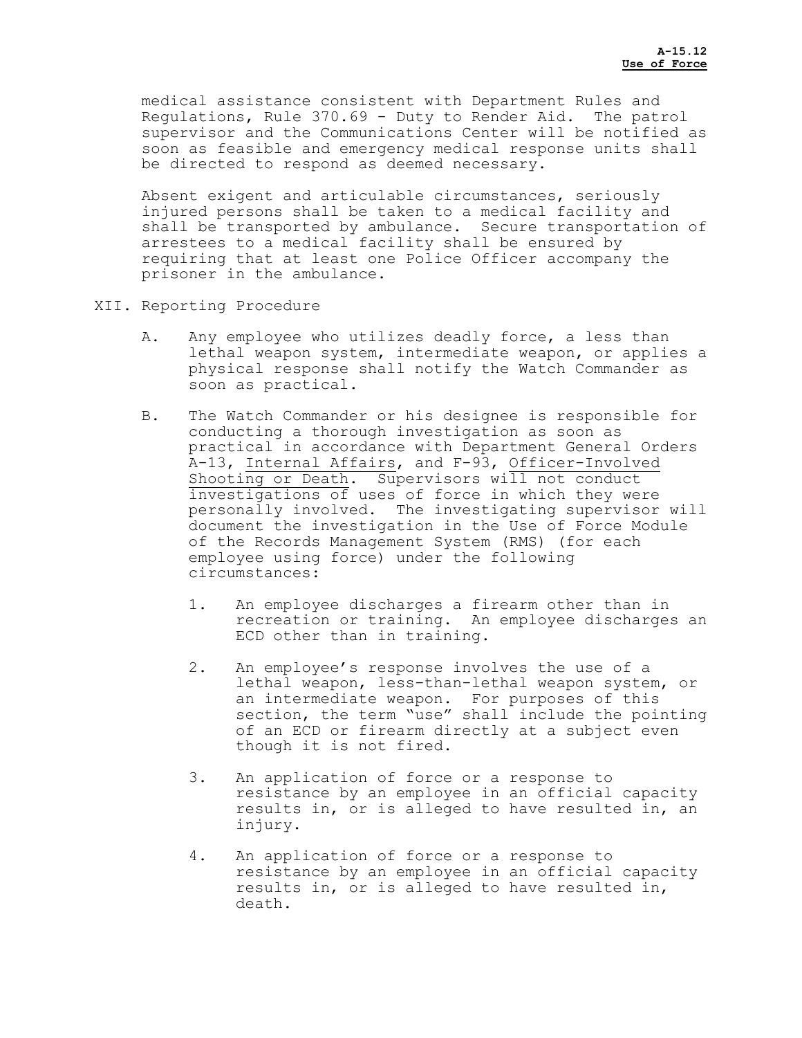medical assistance consistent with Department Rules and Regulations, Rule 370.69 - Duty to Render Aid. The patrol supervisor and the Communications Center will be notified as soon as feasible and emergency medical response units shall be directed to respond as deemed necessary.

Absent exigent and articulable circumstances, seriously injured persons shall be taken to a medical facility and shall be transported by ambulance. Secure transportation of arrestees to a medical facility shall be ensured by requiring that at least one Police Officer accompany the prisoner in the ambulance.

XII. Reporting Procedure

A. Any employee who utilizes deadly force, a less than lethal weapon system, intermediate weapon, or applies a physical response shall notify the Watch Commander as soon as practical.

B. The Watch Commander or his designee is responsible for conducting a thorough investigation as soon as practical in accordance with Department General Orders A-13, Internal Affairs, and F-93, Officer-Involved Shooting or Death. Supervisors will not conduct investigations of uses of force in which they were personally involved. The investigating supervisor will document the investigation in the Use of Force Module of the Records Management System (RMS) (for each employee using force) under the following circumstances:

1. An employee discharges a firearm other than in recreation or training. An employee discharges an ECD other than in training.

2. An employee's response involves the use of a lethal weapon, less-than-lethal weapon system, or an intermediate weapon. For purposes of this section, the term "use" shall include the pointing of an ECD or firearm directly at a subject even though it is not fired.

3. An application of force or a response to resistance by an employee in an official capacity results in, or is alleged to have resulted in, an injury.

4. An application of force or a response to resistance by an employee in an official capacity results in, or is alleged to have resulted in, death.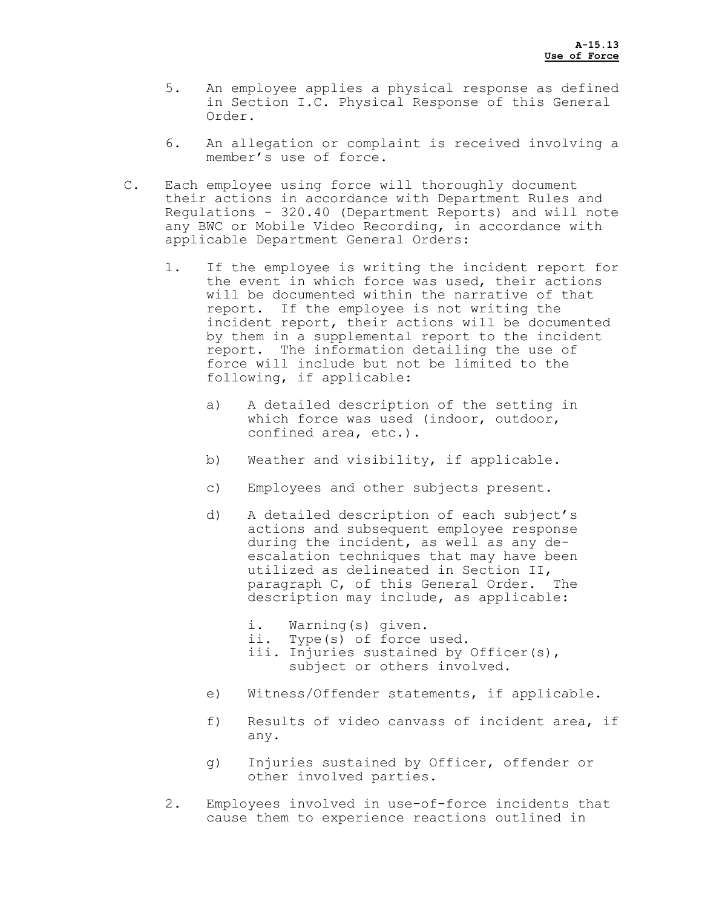5. An employee applies a physical response as defined in Section I.C. Physical Response of this General Order.

6. An allegation or complaint is received involving a member's use of force.

C. Each employee using force will thoroughly document their actions in accordance with Department Rules and Regulations - 320.40 (Department Reports) and will note any BWC or Mobile Video Recording, in accordance with applicable Department General Orders:

1. If the employee is writing the incident report for the event in which force was used, their actions will be documented within the narrative of that report. If the employee is not writing the incident report, their actions will be documented by them in a supplemental report to the incident report. The information detailing the use of force will include but not be limited to the following, if applicable:

   a) A detailed description of the setting in which force was used (indoor, outdoor, confined area, etc.).

   b) Weather and visibility, if applicable.

   c) Employees and other subjects present.

   d) A detailed description of each subject's actions and subsequent employee response during the incident, as well as any de-escalation techniques that may have been utilized as delineated in Section II, paragraph C, of this General Order. The description may include, as applicable:

      i. Warning(s) given.
      ii. Type(s) of force used.
      iii. Injuries sustained by Officer(s), subject or others involved.

   e) Witness/Offender statements, if applicable.

   f) Results of video canvass of incident area, if any.

   g) Injuries sustained by Officer, offender or other involved parties.

2. Employees involved in use-of-force incidents that cause them to experience reactions outlined in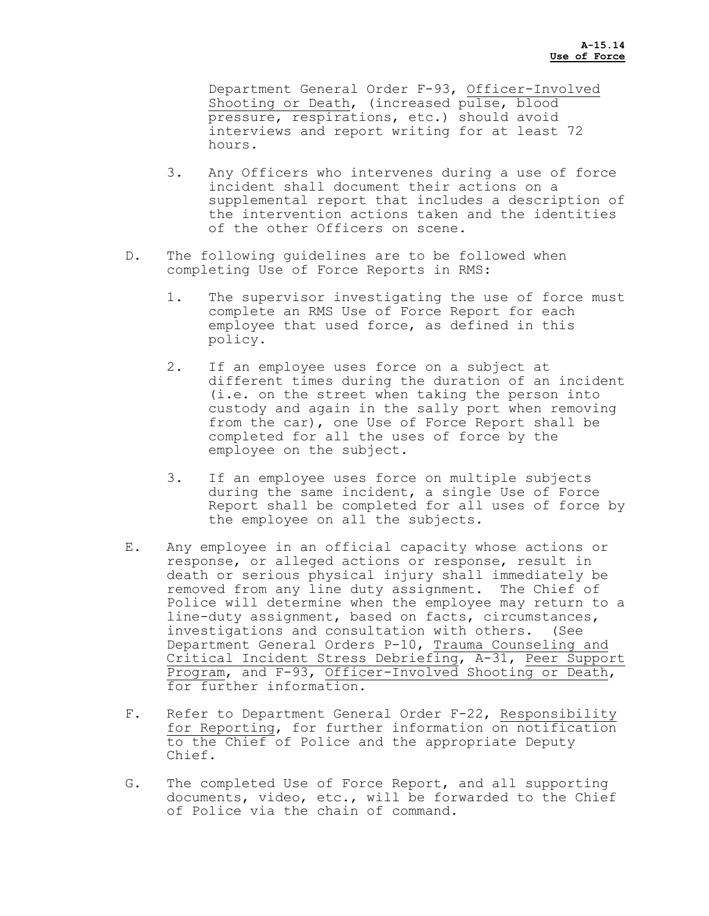Department General Order F-93, Officer-Involved Shooting or Death, (increased pulse, blood pressure, respirations, etc.) should avoid interviews and report writing for at least 72 hours.

3. Any Officers who intervenes during a use of force incident shall document their actions on a supplemental report that includes a description of the intervention actions taken and the identities of the other Officers on scene.

D. The following guidelines are to be followed when completing Use of Force Reports in RMS:

   1. The supervisor investigating the use of force must complete an RMS Use of Force Report for each employee that used force, as defined in this policy.

   2. If an employee uses force on a subject at different times during the duration of an incident (i.e. on the street when taking the person into custody and again in the sally port when removing from the car), one Use of Force Report shall be completed for all the uses of force by the employee on the subject.

   3. If an employee uses force on multiple subjects during the same incident, a single Use of Force Report shall be completed for all uses of force by the employee on all the subjects.

E. Any employee in an official capacity whose actions or response, or alleged actions or response, result in death or serious physical injury shall immediately be removed from any line duty assignment. The Chief of Police will determine when the employee may return to a line-duty assignment, based on facts, circumstances, investigations and consultation with others. (See Department General Orders P-10, Trauma Counseling and Critical Incident Stress Debriefing, A-31, Peer Support Program, and F-93, Officer-Involved Shooting or Death, for further information.

F. Refer to Department General Order F-22, Responsibility for Reporting, for further information on notification to the Chief of Police and the appropriate Deputy Chief.

G. The completed Use of Force Report, and all supporting documents, video, etc., will be forwarded to the Chief of Police via the chain of command.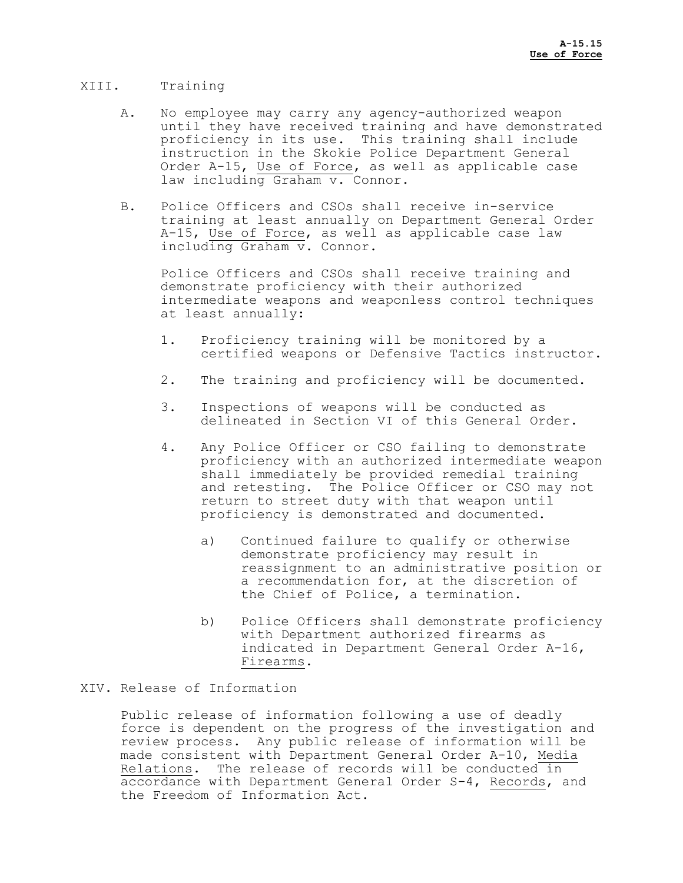## XIII. Training

A. No employee may carry any agency-authorized weapon until they have received training and have demonstrated proficiency in its use. This training shall include instruction in the Skokie Police Department General Order A-15, Use of Force, as well as applicable case law including Graham v. Connor.

B. Police Officers and CSOs shall receive in-service training at least annually on Department General Order A-15, Use of Force, as well as applicable case law including Graham v. Connor.

Police Officers and CSOs shall receive training and demonstrate proficiency with their authorized intermediate weapons and weaponless control techniques at least annually:

1. Proficiency training will be monitored by a certified weapons or Defensive Tactics instructor.

2. The training and proficiency will be documented.

3. Inspections of weapons will be conducted as delineated in Section VI of this General Order.

4. Any Police Officer or CSO failing to demonstrate proficiency with an authorized intermediate weapon shall immediately be provided remedial training and retesting. The Police Officer or CSO may not return to street duty with that weapon until proficiency is demonstrated and documented.

   a) Continued failure to qualify or otherwise demonstrate proficiency may result in reassignment to an administrative position or a recommendation for, at the discretion of the Chief of Police, a termination.

   b) Police Officers shall demonstrate proficiency with Department authorized firearms as indicated in Department General Order A-16, Firearms.

## XIV. Release of Information

Public release of information following a use of deadly force is dependent on the progress of the investigation and review process. Any public release of information will be made consistent with Department General Order A-10, Media Relations. The release of records will be conducted in accordance with Department General Order S-4, Records, and the Freedom of Information Act.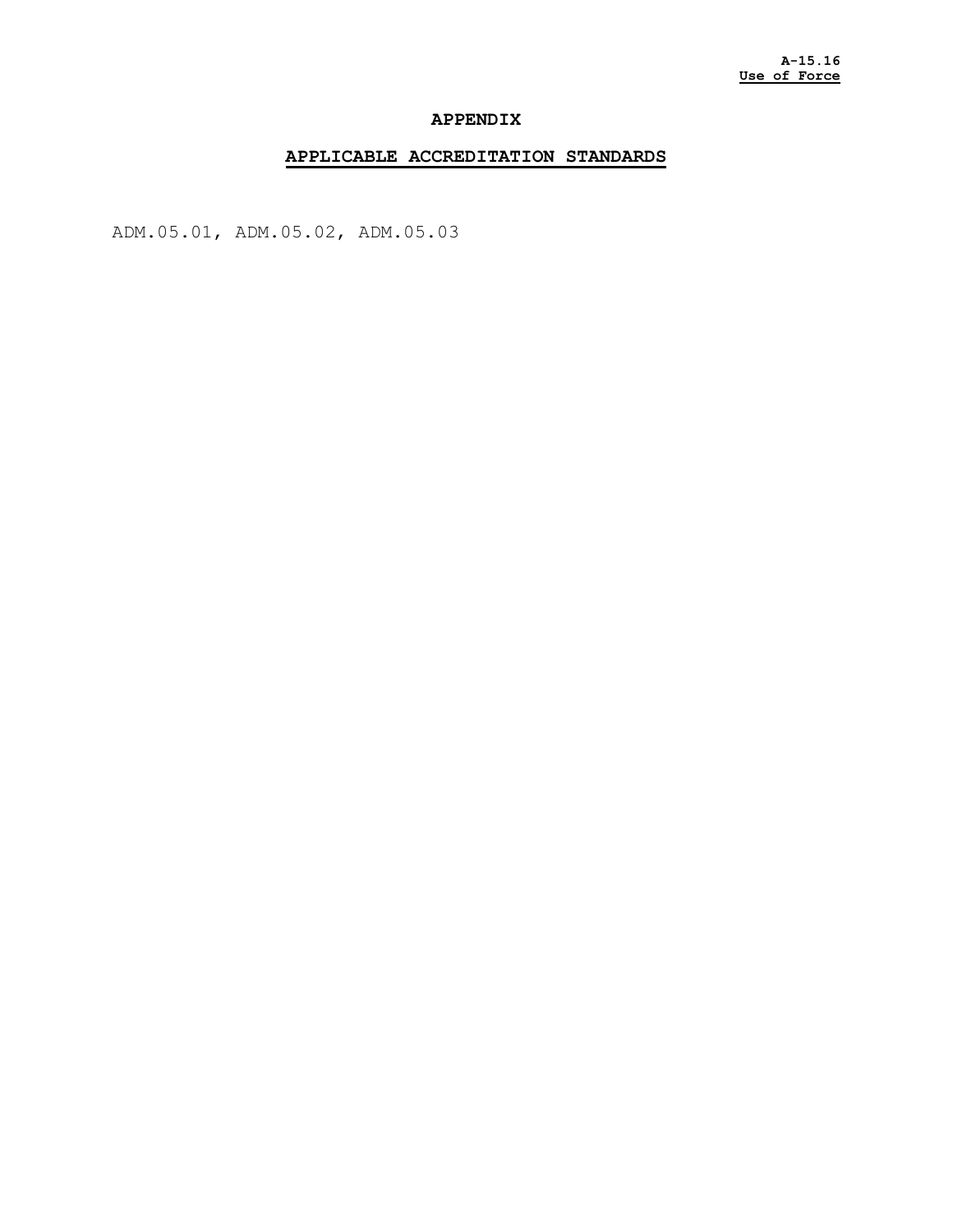## APPENDIX

## APPLICABLE ACCREDITATION STANDARDS

ADM.05.01, ADM.05.02, ADM.05.03